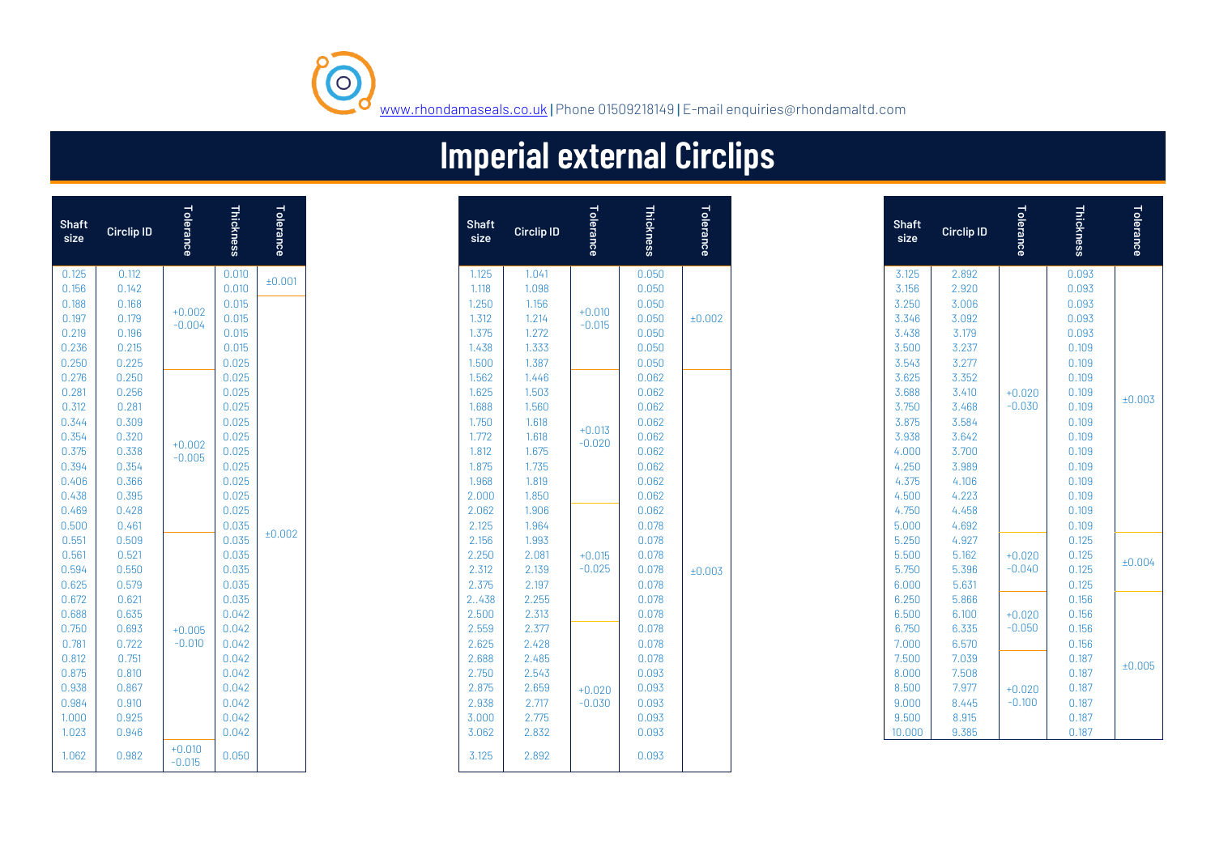www.rhondamaseals.co.uk | Phone 01509218149 | E-mail enquiries@rhondamaltd.com

# Imperial external Circlips

| Shaft size | Circlip ID | Tolerance | Thickness | Tolerance |
|---|---|---|---|---|
| 0.125 | 0.112 | +0.002 -0.004 | 0.010 | ±0.001 |
| 0.156 | 0.142 | | 0.010 | |
| 0.188 | 0.168 | | 0.015 | ±0.002 |
| 0.197 | 0.179 | | 0.015 | |
| 0.219 | 0.196 | | 0.015 | |
| 0.236 | 0.215 | | 0.015 | |
| 0.250 | 0.225 | | 0.025 | |
| 0.276 | 0.250 | +0.002 -0.005 | 0.025 | |
| 0.281 | 0.256 | | 0.025 | |
| 0.312 | 0.281 | | 0.025 | |
| 0.344 | 0.309 | | 0.025 | |
| 0.354 | 0.320 | | 0.025 | |
| 0.375 | 0.338 | | 0.025 | |
| 0.394 | 0.354 | | 0.025 | |
| 0.406 | 0.366 | | 0.025 | |
| 0.438 | 0.395 | | 0.025 | |
| 0.469 | 0.428 | | 0.025 | |
| 0.500 | 0.461 | | 0.035 | |
| 0.551 | 0.509 | +0.005 -0.010 | 0.035 | |
| 0.561 | 0.521 | | 0.035 | |
| 0.594 | 0.550 | | 0.035 | |
| 0.625 | 0.579 | | 0.035 | |
| 0.672 | 0.621 | | 0.035 | |
| 0.688 | 0.635 | | 0.042 | |
| 0.750 | 0.693 | | 0.042 | |
| 0.781 | 0.722 | | 0.042 | |
| 0.812 | 0.751 | | 0.042 | |
| 0.875 | 0.810 | | 0.042 | |
| 0.938 | 0.867 | | 0.042 | |
| 0.984 | 0.910 | | 0.042 | |
| 1.000 | 0.925 | | 0.042 | |
| 1.023 | 0.946 | | 0.042 | |
| 1.062 | 0.982 | +0.010 -0.015 | 0.050 | |

| Shaft size | Circlip ID | Tolerance | Thickness | Tolerance |
|---|---|---|---|---|
| 1.125 | 1.041 | +0.010 -0.015 | 0.050 | ±0.002 |
| 1.118 | 1.098 | | 0.050 | |
| 1.250 | 1.156 | | 0.050 | |
| 1.312 | 1.214 | | 0.050 | |
| 1.375 | 1.272 | | 0.050 | |
| 1.438 | 1.333 | | 0.050 | |
| 1.500 | 1.387 | | 0.050 | |
| 1.562 | 1.446 | +0.013 -0.020 | 0.062 | ±0.003 |
| 1.625 | 1.503 | | 0.062 | |
| 1.688 | 1.560 | | 0.062 | |
| 1.750 | 1.618 | | 0.062 | |
| 1.772 | 1.618 | | 0.062 | |
| 1.812 | 1.675 | | 0.062 | |
| 1.875 | 1.735 | | 0.062 | |
| 1.968 | 1.819 | | 0.062 | |
| 2.000 | 1.850 | | 0.062 | |
| 2.062 | 1.906 | +0.015 -0.025 | 0.062 | |
| 2.125 | 1.964 | | 0.078 | |
| 2.156 | 1.993 | | 0.078 | |
| 2.250 | 2.081 | | 0.078 | |
| 2.312 | 2.139 | | 0.078 | |
| 2.375 | 2.197 | | 0.078 | |
| 2..438 | 2.255 | | 0.078 | |
| 2.500 | 2.313 | | 0.078 | |
| 2.559 | 2.377 | +0.020 -0.030 | 0.078 | |
| 2.625 | 2.428 | | 0.078 | |
| 2.688 | 2.485 | | 0.078 | |
| 2.750 | 2.543 | | 0.093 | |
| 2.875 | 2.659 | | 0.093 | |
| 2.938 | 2.717 | | 0.093 | |
| 3.000 | 2.775 | | 0.093 | |
| 3.062 | 2.832 | | 0.093 | |
| 3.125 | 2.892 | | 0.093 | |

| Shaft size | Circlip ID | Tolerance | Thickness | Tolerance |
|---|---|---|---|---|
| 3.125 | 2.892 | +0.020 -0.030 | 0.093 | ±0.003 |
| 3.156 | 2.920 | | 0.093 | |
| 3.250 | 3.006 | | 0.093 | |
| 3.346 | 3.092 | | 0.093 | |
| 3.438 | 3.179 | | 0.093 | |
| 3.500 | 3.237 | | 0.109 | |
| 3.543 | 3.277 | | 0.109 | |
| 3.625 | 3.352 | | 0.109 | |
| 3.688 | 3.410 | | 0.109 | |
| 3.750 | 3.468 | | 0.109 | |
| 3.875 | 3.584 | | 0.109 | |
| 3.938 | 3.642 | | 0.109 | |
| 4.000 | 3.700 | | 0.109 | |
| 4.250 | 3.989 | | 0.109 | |
| 4.375 | 4.106 | | 0.109 | |
| 4.500 | 4.223 | | 0.109 | |
| 4.750 | 4.458 | | 0.109 | |
| 5.000 | 4.692 | | 0.109 | |
| 5.250 | 4.927 | +0.020 -0.040 | 0.125 | ±0.004 |
| 5.500 | 5.162 | | 0.125 | |
| 5.750 | 5.396 | | 0.125 | |
| 6.000 | 5.631 | | 0.125 | |
| 6.250 | 5.866 | +0.020 -0.050 | 0.156 | ±0.005 |
| 6.500 | 6.100 | | 0.156 | |
| 6.750 | 6.335 | | 0.156 | |
| 7.000 | 6.570 | | 0.156 | |
| 7.500 | 7.039 | +0.020 -0.100 | 0.187 | |
| 8.000 | 7.508 | | 0.187 | |
| 8.500 | 7.977 | | 0.187 | |
| 9.000 | 8.445 | | 0.187 | |
| 9.500 | 8.915 | | 0.187 | |
| 10.000 | 9.385 | | 0.187 | |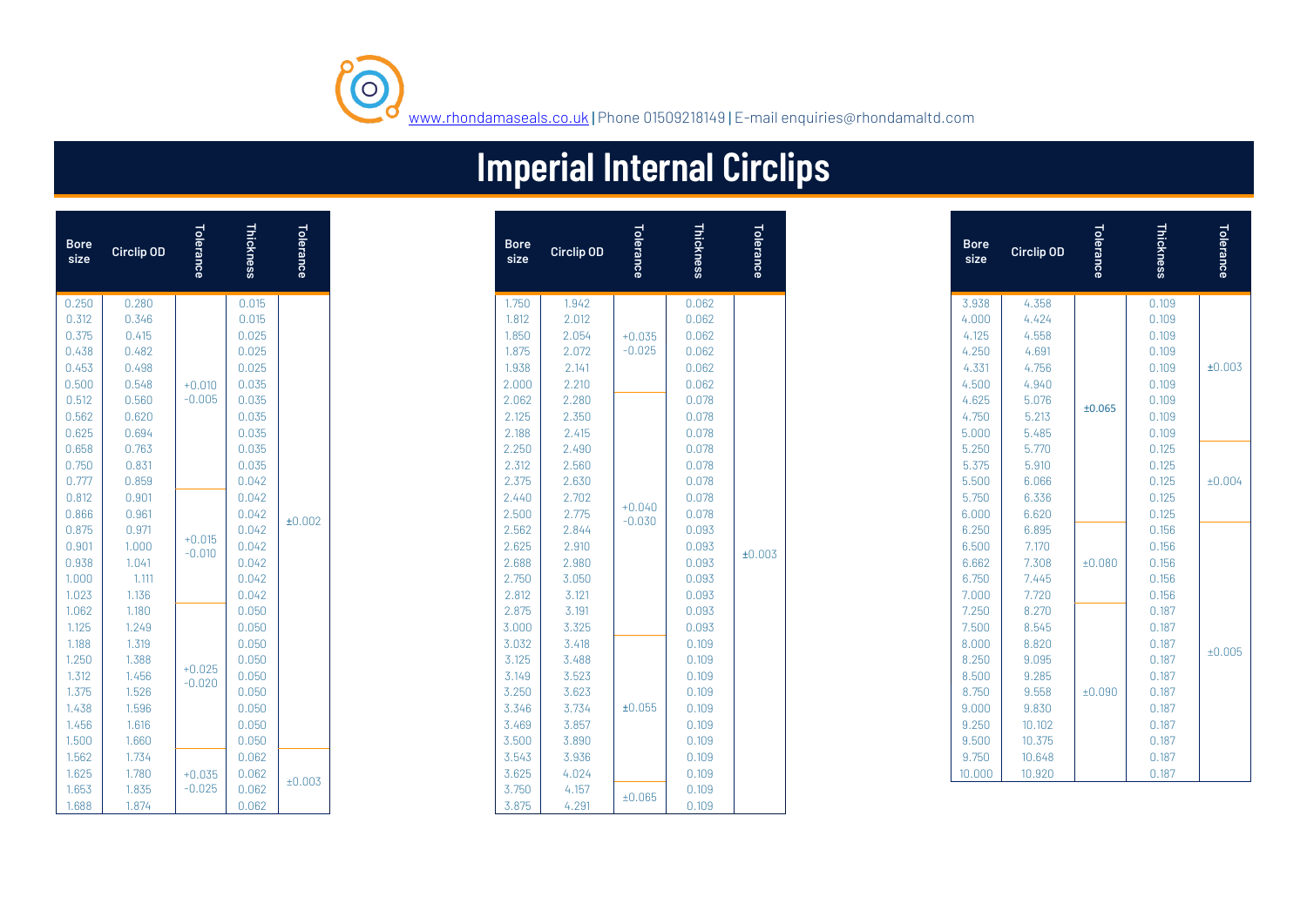# Imperial Internal Circlips

| Bore size | Circlip OD | Tolerance | Thickness | Tolerance |
|---|---|---|---|---|
| 0.250 | 0.280 | +0.010 -0.005 | 0.015 | ±0.002 |
| 0.312 | 0.346 | +0.010 -0.005 | 0.015 | ±0.002 |
| 0.375 | 0.415 | +0.010 -0.005 | 0.025 | ±0.002 |
| 0.438 | 0.482 | +0.010 -0.005 | 0.025 | ±0.002 |
| 0.453 | 0.498 | +0.010 -0.005 | 0.025 | ±0.002 |
| 0.500 | 0.548 | +0.010 -0.005 | 0.035 | ±0.002 |
| 0.512 | 0.560 | +0.010 -0.005 | 0.035 | ±0.002 |
| 0.562 | 0.620 | +0.010 -0.005 | 0.035 | ±0.002 |
| 0.625 | 0.694 | +0.010 -0.005 | 0.035 | ±0.002 |
| 0.658 | 0.763 | +0.010 -0.005 | 0.035 | ±0.002 |
| 0.750 | 0.831 | +0.010 -0.005 | 0.035 | ±0.002 |
| 0.777 | 0.859 | +0.010 -0.005 | 0.042 | ±0.002 |
| 0.812 | 0.901 | +0.015 -0.010 | 0.042 | ±0.002 |
| 0.866 | 0.961 | +0.015 -0.010 | 0.042 | ±0.002 |
| 0.875 | 0.971 | +0.015 -0.010 | 0.042 | ±0.002 |
| 0.901 | 1.000 | +0.015 -0.010 | 0.042 | ±0.002 |
| 0.938 | 1.041 | +0.015 -0.010 | 0.042 | ±0.002 |
| 1.000 | 1.111 | +0.015 -0.010 | 0.042 | ±0.002 |
| 1.023 | 1.136 | +0.015 -0.010 | 0.042 | ±0.002 |
| 1.062 | 1.180 | +0.025 -0.020 | 0.050 | ±0.002 |
| 1.125 | 1.249 | +0.025 -0.020 | 0.050 | ±0.002 |
| 1.188 | 1.319 | +0.025 -0.020 | 0.050 | ±0.002 |
| 1.250 | 1.388 | +0.025 -0.020 | 0.050 | ±0.002 |
| 1.312 | 1.456 | +0.025 -0.020 | 0.050 | ±0.002 |
| 1.375 | 1.526 | +0.025 -0.020 | 0.050 | ±0.002 |
| 1.438 | 1.596 | +0.025 -0.020 | 0.050 | ±0.002 |
| 1.456 | 1.616 | +0.025 -0.020 | 0.050 | ±0.002 |
| 1.500 | 1.660 | +0.025 -0.020 | 0.050 | ±0.002 |
| 1.562 | 1.734 | +0.035 -0.025 | 0.062 | ±0.003 |
| 1.625 | 1.780 | +0.035 -0.025 | 0.062 | ±0.003 |
| 1.653 | 1.835 | +0.035 -0.025 | 0.062 | ±0.003 |
| 1.688 | 1.874 | +0.035 -0.025 | 0.062 | ±0.003 |
| 1.750 | 1.942 | +0.035 -0.025 | 0.062 | ±0.003 |
| 1.812 | 2.012 | +0.035 -0.025 | 0.062 | ±0.003 |
| 1.850 | 2.054 | +0.035 -0.025 | 0.062 | ±0.003 |
| 1.875 | 2.072 | +0.035 -0.025 | 0.062 | ±0.003 |
| 1.938 | 2.141 | +0.035 -0.025 | 0.062 | ±0.003 |
| 2.000 | 2.210 | +0.035 -0.025 | 0.062 | ±0.003 |
| 2.062 | 2.280 | +0.040 -0.030 | 0.078 | ±0.003 |
| 2.125 | 2.350 | +0.040 -0.030 | 0.078 | ±0.003 |
| 2.188 | 2.415 | +0.040 -0.030 | 0.078 | ±0.003 |
| 2.250 | 2.490 | +0.040 -0.030 | 0.078 | ±0.003 |
| 2.312 | 2.560 | +0.040 -0.030 | 0.078 | ±0.003 |
| 2.375 | 2.630 | +0.040 -0.030 | 0.078 | ±0.003 |
| 2.440 | 2.702 | +0.040 -0.030 | 0.078 | ±0.003 |
| 2.500 | 2.775 | +0.040 -0.030 | 0.078 | ±0.003 |
| 2.562 | 2.844 | +0.040 -0.030 | 0.093 | ±0.003 |
| 2.625 | 2.910 | +0.040 -0.030 | 0.093 | ±0.003 |
| 2.688 | 2.980 | +0.040 -0.030 | 0.093 | ±0.003 |
| 2.750 | 3.050 | +0.040 -0.030 | 0.093 | ±0.003 |
| 2.812 | 3.121 | +0.040 -0.030 | 0.093 | ±0.003 |
| 2.875 | 3.191 | +0.040 -0.030 | 0.093 | ±0.003 |
| 3.000 | 3.325 | +0.040 -0.030 | 0.093 | ±0.003 |
| 3.032 | 3.418 | ±0.055 | 0.109 | ±0.003 |
| 3.125 | 3.488 | ±0.055 | 0.109 | ±0.003 |
| 3.149 | 3.523 | ±0.055 | 0.109 | ±0.003 |
| 3.250 | 3.623 | ±0.055 | 0.109 | ±0.003 |
| 3.346 | 3.734 | ±0.055 | 0.109 | ±0.003 |
| 3.469 | 3.857 | ±0.055 | 0.109 | ±0.003 |
| 3.500 | 3.890 | ±0.055 | 0.109 | ±0.003 |
| 3.543 | 3.936 | ±0.055 | 0.109 | ±0.003 |
| 3.625 | 4.024 | ±0.055 | 0.109 | ±0.003 |
| 3.750 | 4.157 | ±0.065 | 0.109 | ±0.003 |
| 3.875 | 4.291 | ±0.065 | 0.109 | ±0.003 |
| 3.938 | 4.358 | ±0.065 | 0.109 | ±0.003 |
| 4.000 | 4.424 | ±0.065 | 0.109 | ±0.003 |
| 4.125 | 4.558 | ±0.065 | 0.109 | ±0.003 |
| 4.250 | 4.691 | ±0.065 | 0.109 | ±0.003 |
| 4.331 | 4.756 | ±0.065 | 0.109 | ±0.003 |
| 4.500 | 4.940 | ±0.065 | 0.109 | ±0.003 |
| 4.625 | 5.076 | ±0.065 | 0.109 | ±0.003 |
| 4.750 | 5.213 | ±0.065 | 0.109 | ±0.003 |
| 5.000 | 5.485 | ±0.065 | 0.109 | ±0.003 |
| 5.250 | 5.770 | ±0.065 | 0.125 | ±0.004 |
| 5.375 | 5.910 | ±0.065 | 0.125 | ±0.004 |
| 5.500 | 6.066 | ±0.065 | 0.125 | ±0.004 |
| 5.750 | 6.336 | ±0.065 | 0.125 | ±0.004 |
| 6.000 | 6.620 | ±0.065 | 0.125 | ±0.004 |
| 6.250 | 6.895 | ±0.080 | 0.156 | ±0.005 |
| 6.500 | 7.170 | ±0.080 | 0.156 | ±0.005 |
| 6.662 | 7.308 | ±0.080 | 0.156 | ±0.005 |
| 6.750 | 7.445 | ±0.080 | 0.156 | ±0.005 |
| 7.000 | 7.720 | ±0.080 | 0.156 | ±0.005 |
| 7.250 | 8.270 | ±0.090 | 0.187 | ±0.005 |
| 7.500 | 8.545 | ±0.090 | 0.187 | ±0.005 |
| 8.000 | 8.820 | ±0.090 | 0.187 | ±0.005 |
| 8.250 | 9.095 | ±0.090 | 0.187 | ±0.005 |
| 8.500 | 9.285 | ±0.090 | 0.187 | ±0.005 |
| 8.750 | 9.558 | ±0.090 | 0.187 | ±0.005 |
| 9.000 | 9.830 | ±0.090 | 0.187 | ±0.005 |
| 9.250 | 10.102 | ±0.090 | 0.187 | ±0.005 |
| 9.500 | 10.375 | ±0.090 | 0.187 | ±0.005 |
| 9.750 | 10.648 | ±0.090 | 0.187 | ±0.005 |
| 10.000 | 10.920 | ±0.090 | 0.187 | ±0.005 |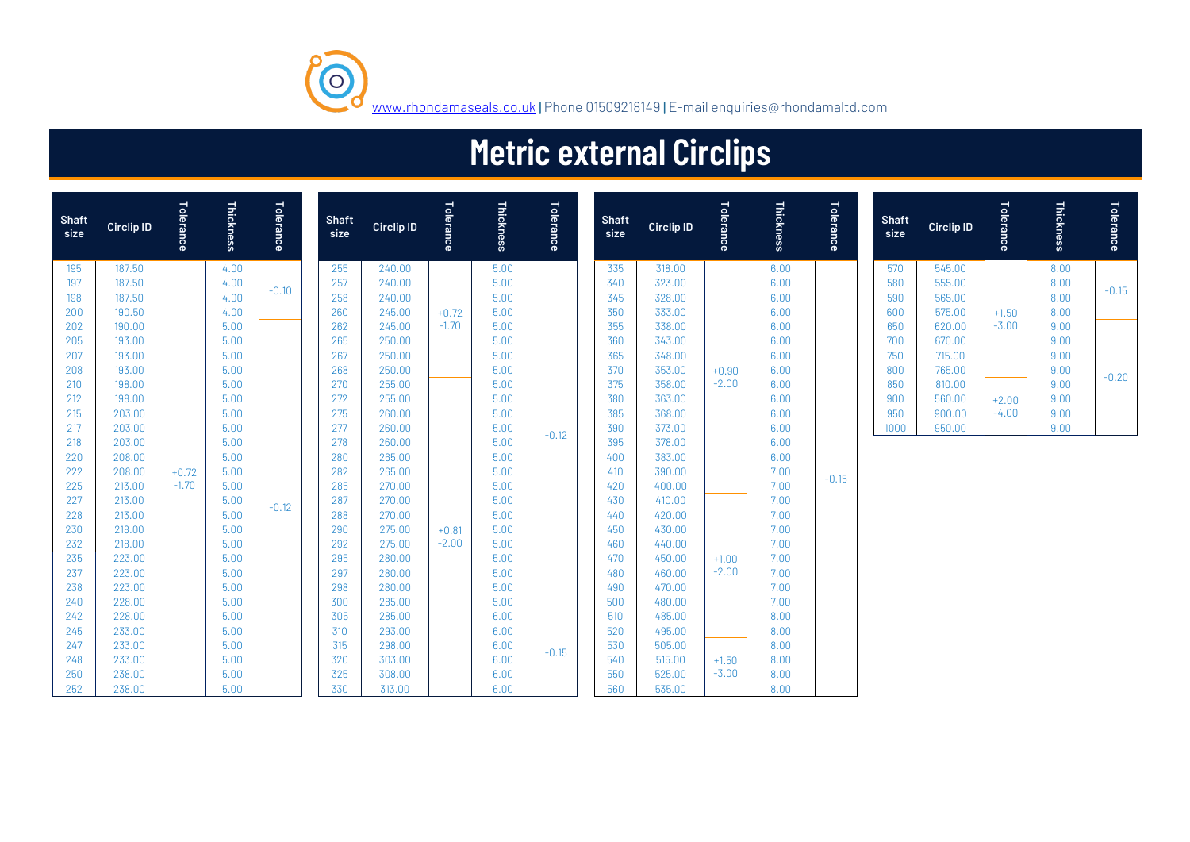www.rhondamaseals.co.uk | Phone 01509218149 | E-mail enquiries@rhondamaltd.com

# Metric external Circlips

| Shaft size | Circlip ID | Tolerance | Thickness | Tolerance |
|---|---|---|---|---|
| 195 | 187.50 | +0.72 -1.70 | 4.00 | -0.10 |
| 197 | 187.50 | | 4.00 | |
| 198 | 187.50 | | 4.00 | |
| 200 | 190.50 | | 4.00 | |
| 202 | 190.00 | | 5.00 | -0.12 |
| 205 | 193.00 | | 5.00 | |
| 207 | 193.00 | | 5.00 | |
| 208 | 193.00 | | 5.00 | |
| 210 | 198.00 | | 5.00 | |
| 212 | 198.00 | | 5.00 | |
| 215 | 203.00 | | 5.00 | |
| 217 | 203.00 | | 5.00 | |
| 218 | 203.00 | | 5.00 | |
| 220 | 208.00 | | 5.00 | |
| 222 | 208.00 | | 5.00 | |
| 225 | 213.00 | | 5.00 | |
| 227 | 213.00 | | 5.00 | |
| 228 | 213.00 | | 5.00 | |
| 230 | 218.00 | | 5.00 | |
| 232 | 218.00 | | 5.00 | |
| 235 | 223.00 | | 5.00 | |
| 237 | 223.00 | | 5.00 | |
| 238 | 223.00 | | 5.00 | |
| 240 | 228.00 | | 5.00 | |
| 242 | 228.00 | | 5.00 | |
| 245 | 233.00 | | 5.00 | |
| 247 | 233.00 | | 5.00 | |
| 248 | 233.00 | | 5.00 | |
| 250 | 238.00 | | 5.00 | |
| 252 | 238.00 | | 5.00 | |

| Shaft size | Circlip ID | Tolerance | Thickness | Tolerance |
|---|---|---|---|---|
| 255 | 240.00 | +0.72 -1.70 | 5.00 | -0.12 |
| 257 | 240.00 | | 5.00 | |
| 258 | 240.00 | | 5.00 | |
| 260 | 245.00 | | 5.00 | |
| 262 | 245.00 | | 5.00 | |
| 265 | 250.00 | | 5.00 | |
| 267 | 250.00 | | 5.00 | |
| 268 | 250.00 | | 5.00 | |
| 270 | 255.00 | +0.81 -2.00 | 5.00 | |
| 272 | 255.00 | | 5.00 | |
| 275 | 260.00 | | 5.00 | |
| 277 | 260.00 | | 5.00 | |
| 278 | 260.00 | | 5.00 | |
| 280 | 265.00 | | 5.00 | |
| 282 | 265.00 | | 5.00 | |
| 285 | 270.00 | | 5.00 | |
| 287 | 270.00 | | 5.00 | |
| 288 | 270.00 | | 5.00 | |
| 290 | 275.00 | | 5.00 | |
| 292 | 275.00 | | 5.00 | |
| 295 | 280.00 | | 5.00 | |
| 297 | 280.00 | | 5.00 | |
| 298 | 280.00 | | 5.00 | |
| 300 | 285.00 | | 5.00 | |
| 305 | 285.00 | | 6.00 | -0.15 |
| 310 | 293.00 | | 6.00 | |
| 315 | 298.00 | | 6.00 | |
| 320 | 303.00 | | 6.00 | |
| 325 | 308.00 | | 6.00 | |
| 330 | 313.00 | | 6.00 | |

| Shaft size | Circlip ID | Tolerance | Thickness | Tolerance |
|---|---|---|---|---|
| 335 | 318.00 | +0.90 -2.00 | 6.00 | -0.15 |
| 340 | 323.00 | | 6.00 | |
| 345 | 328.00 | | 6.00 | |
| 350 | 333.00 | | 6.00 | |
| 355 | 338.00 | | 6.00 | |
| 360 | 343.00 | | 6.00 | |
| 365 | 348.00 | | 6.00 | |
| 370 | 353.00 | | 6.00 | |
| 375 | 358.00 | | 6.00 | |
| 380 | 363.00 | | 6.00 | |
| 385 | 368.00 | | 6.00 | |
| 390 | 373.00 | | 6.00 | |
| 395 | 378.00 | | 6.00 | |
| 400 | 383.00 | | 6.00 | |
| 410 | 390.00 | | 7.00 | |
| 420 | 400.00 | | 7.00 | |
| 430 | 410.00 | +1.00 -2.00 | 7.00 | |
| 440 | 420.00 | | 7.00 | |
| 450 | 430.00 | | 7.00 | |
| 460 | 440.00 | | 7.00 | |
| 470 | 450.00 | | 7.00 | |
| 480 | 460.00 | | 7.00 | |
| 490 | 470.00 | | 7.00 | |
| 500 | 480.00 | | 7.00 | |
| 510 | 485.00 | | 8.00 | |
| 520 | 495.00 | | 8.00 | |
| 530 | 505.00 | +1.50 -3.00 | 8.00 | |
| 540 | 515.00 | | 8.00 | |
| 550 | 525.00 | | 8.00 | |
| 560 | 535.00 | | 8.00 | |

| Shaft size | Circlip ID | Tolerance | Thickness | Tolerance |
|---|---|---|---|---|
| 570 | 545.00 | +1.50 -3.00 | 8.00 | -0.15 |
| 580 | 555.00 | | 8.00 | |
| 590 | 565.00 | | 8.00 | |
| 600 | 575.00 | | 8.00 | |
| 650 | 620.00 | | 9.00 | -0.20 |
| 700 | 670.00 | | 9.00 | |
| 750 | 715.00 | | 9.00 | |
| 800 | 765.00 | | 9.00 | |
| 850 | 810.00 | +2.00 -4.00 | 9.00 | |
| 900 | 560.00 | | 9.00 | |
| 950 | 900.00 | | 9.00 | |
| 1000 | 950.00 | | 9.00 | |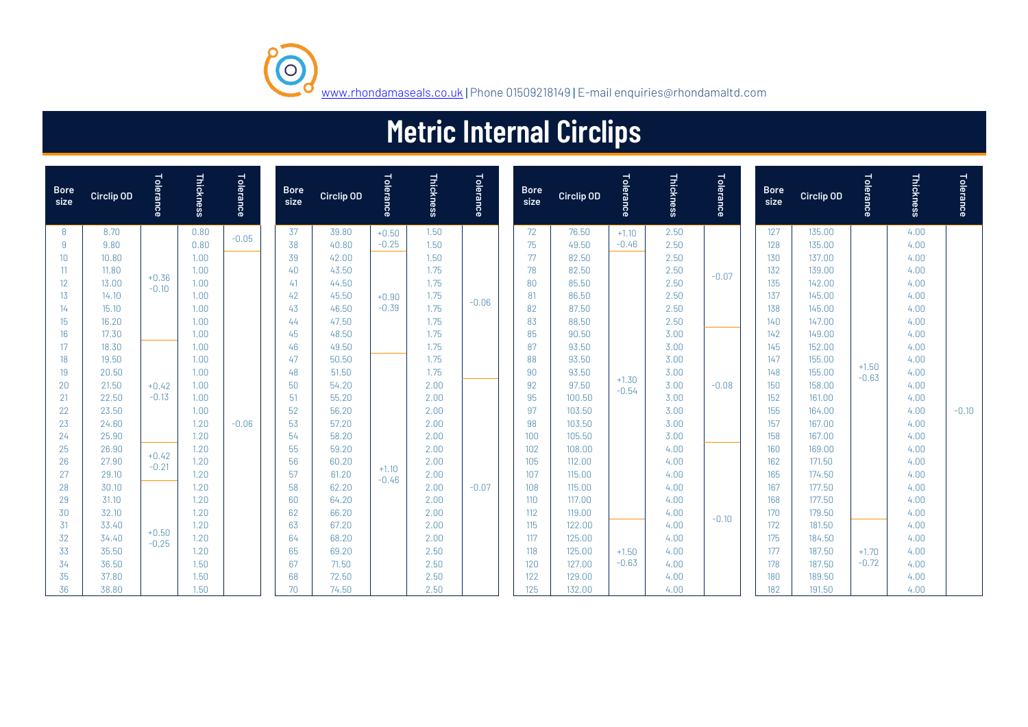www.rhondamaseals.co.uk | Phone 01509218149 | E-mail enquiries@rhondamaltd.com

# Metric Internal Circlips

| Bore size | Circlip OD | Tolerance | Thickness | Tolerance |
|---|---|---|---|---|
| 8 | 8.70 | +0.36 -0.10 | 0.80 | -0.05 |
| 9 | 9.80 | | 0.80 | |
| 10 | 10.80 | | 1.00 | -0.06 |
| 11 | 11.80 | | 1.00 | |
| 12 | 13.00 | | 1.00 | |
| 13 | 14.10 | | 1.00 | |
| 14 | 15.10 | | 1.00 | |
| 15 | 16.20 | | 1.00 | |
| 16 | 17.30 | | 1.00 | |
| 17 | 18.30 | +0.42 -0.13 | 1.00 | |
| 18 | 19.50 | | 1.00 | |
| 19 | 20.50 | | 1.00 | |
| 20 | 21.50 | | 1.00 | |
| 21 | 22.50 | | 1.00 | |
| 22 | 23.50 | | 1.00 | |
| 23 | 24.60 | | 1.20 | |
| 24 | 25.90 | | 1.20 | |
| 25 | 26.90 | +0.42 -0.21 | 1.20 | |
| 26 | 27.90 | | 1.20 | |
| 27 | 29.10 | | 1.20 | |
| 28 | 30.10 | +0.50 -0.25 | 1.20 | |
| 29 | 31.10 | | 1.20 | |
| 30 | 32.10 | | 1.20 | |
| 31 | 33.40 | | 1.20 | |
| 32 | 34.40 | | 1.20 | |
| 33 | 35.50 | | 1.20 | |
| 34 | 36.50 | | 1.50 | |
| 35 | 37.80 | | 1.50 | |
| 36 | 38.80 | | 1.50 | |

| Bore size | Circlip OD | Tolerance | Thickness | Tolerance |
|---|---|---|---|---|
| 37 | 39.80 | +0.50 -0.25 | 1.50 | -0.06 |
| 38 | 40.80 | | 1.50 | |
| 39 | 42.00 | +0.90 -0.39 | 1.50 | |
| 40 | 43.50 | | 1.75 | |
| 41 | 44.50 | | 1.75 | |
| 42 | 45.50 | | 1.75 | |
| 43 | 46.50 | | 1.75 | |
| 44 | 47.50 | | 1.75 | |
| 45 | 48.50 | | 1.75 | |
| 46 | 49.50 | | 1.75 | |
| 47 | 50.50 | +1.10 -0.46 | 1.75 | |
| 48 | 51.50 | | 1.75 | |
| 50 | 54.20 | | 2.00 | -0.07 |
| 51 | 55.20 | | 2.00 | |
| 52 | 56.20 | | 2.00 | |
| 53 | 57.20 | | 2.00 | |
| 54 | 58.20 | | 2.00 | |
| 55 | 59.20 | | 2.00 | |
| 56 | 60.20 | | 2.00 | |
| 57 | 61.20 | | 2.00 | |
| 58 | 62.20 | | 2.00 | |
| 60 | 64.20 | | 2.00 | |
| 62 | 66.20 | | 2.00 | |
| 63 | 67.20 | | 2.00 | |
| 64 | 68.20 | | 2.00 | |
| 65 | 69.20 | | 2.50 | |
| 67 | 71.50 | | 2.50 | |
| 68 | 72.50 | | 2.50 | |
| 70 | 74.50 | | 2.50 | |

| Bore size | Circlip OD | Tolerance | Thickness | Tolerance |
|---|---|---|---|---|
| 72 | 76.50 | +1.10 -0.46 | 2.50 | -0.07 |
| 75 | 49.50 | | 2.50 | |
| 77 | 82.50 | +1.30 -0.54 | 2.50 | |
| 78 | 82.50 | | 2.50 | |
| 80 | 85.50 | | 2.50 | |
| 81 | 86.50 | | 2.50 | |
| 82 | 87.50 | | 2.50 | |
| 83 | 88.50 | | 2.50 | |
| 85 | 90.50 | | 3.00 | -0.08 |
| 87 | 93.50 | | 3.00 | |
| 88 | 93.50 | | 3.00 | |
| 90 | 93.50 | | 3.00 | |
| 92 | 97.50 | | 3.00 | |
| 95 | 100.50 | | 3.00 | |
| 97 | 103.50 | | 3.00 | |
| 98 | 103.50 | | 3.00 | |
| 100 | 105.50 | | 3.00 | |
| 102 | 108.00 | | 4.00 | -0.10 |
| 105 | 112.00 | | 4.00 | |
| 107 | 115.00 | | 4.00 | |
| 108 | 115.00 | | 4.00 | |
| 110 | 117.00 | | 4.00 | |
| 112 | 119.00 | | 4.00 | |
| 115 | 122.00 | +1.50 -0.63 | 4.00 | |
| 117 | 125.00 | | 4.00 | |
| 118 | 125.00 | | 4.00 | |
| 120 | 127.00 | | 4.00 | |
| 122 | 129.00 | | 4.00 | |
| 125 | 132.00 | | 4.00 | |

| Bore size | Circlip OD | Tolerance | Thickness | Tolerance |
|---|---|---|---|---|
| 127 | 135.00 | +1.50 -0.63 | 4.00 | -0.10 |
| 128 | 135.00 | | 4.00 | |
| 130 | 137.00 | | 4.00 | |
| 132 | 139.00 | | 4.00 | |
| 135 | 142.00 | | 4.00 | |
| 137 | 145.00 | | 4.00 | |
| 138 | 145.00 | | 4.00 | |
| 140 | 147.00 | | 4.00 | |
| 142 | 149.00 | | 4.00 | |
| 145 | 152.00 | | 4.00 | |
| 147 | 155.00 | | 4.00 | |
| 148 | 155.00 | | 4.00 | |
| 150 | 158.00 | | 4.00 | |
| 152 | 161.00 | | 4.00 | |
| 155 | 164.00 | | 4.00 | |
| 157 | 167.00 | | 4.00 | |
| 158 | 167.00 | | 4.00 | |
| 160 | 169.00 | | 4.00 | |
| 162 | 171.50 | | 4.00 | |
| 165 | 174.50 | | 4.00 | |
| 167 | 177.50 | | 4.00 | |
| 168 | 177.50 | | 4.00 | |
| 170 | 179.50 | | 4.00 | |
| 172 | 181.50 | +1.70 -0.72 | 4.00 | |
| 175 | 184.50 | | 4.00 | |
| 177 | 187.50 | | 4.00 | |
| 178 | 187.50 | | 4.00 | |
| 180 | 189.50 | | 4.00 | |
| 182 | 191.50 | | 4.00 | |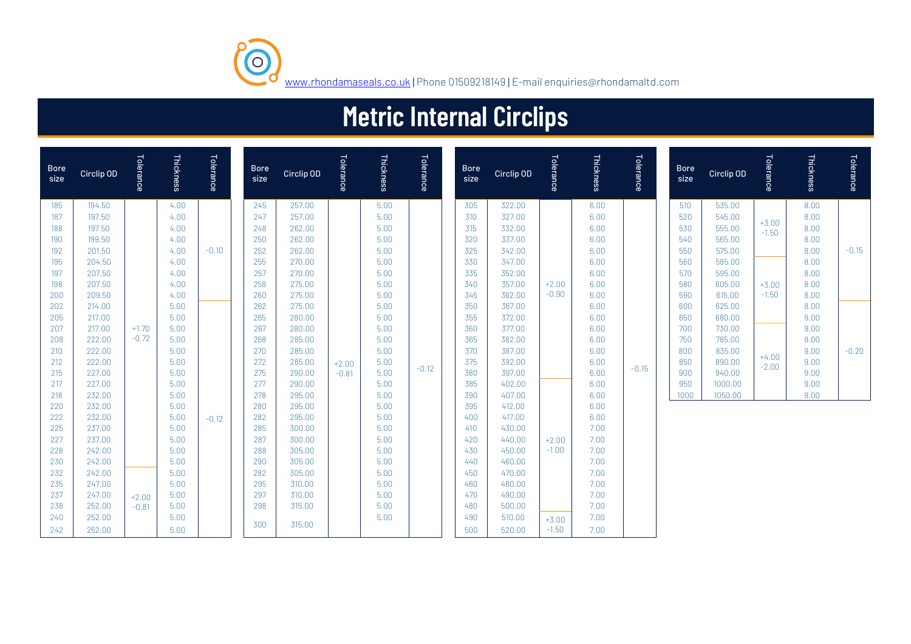www.rhondamaseals.co.uk | Phone 01509218149 | E-mail enquiries@rhondamaltd.com

# Metric Internal Circlips

| Bore size | Circlip OD | Tolerance | Thickness | Tolerance |
|---|---|---|---|---|
| 185 | 194.50 | +1.70 -0.72 | 4.00 | -0.10 |
| 187 | 197.50 | | 4.00 | |
| 188 | 197.50 | | 4.00 | |
| 190 | 199.50 | | 4.00 | |
| 192 | 201.50 | | 4.00 | |
| 195 | 204.50 | | 4.00 | |
| 197 | 207.50 | | 4.00 | |
| 198 | 207.50 | | 4.00 | |
| 200 | 209.50 | | 4.00 | |
| 202 | 214.00 | | 5.00 | -0.12 |
| 205 | 217.00 | | 5.00 | |
| 207 | 217.00 | | 5.00 | |
| 208 | 222.00 | | 5.00 | |
| 210 | 222.00 | | 5.00 | |
| 212 | 222.00 | | 5.00 | |
| 215 | 227.00 | | 5.00 | |
| 217 | 227.00 | | 5.00 | |
| 218 | 232.00 | | 5.00 | |
| 220 | 232.00 | | 5.00 | |
| 222 | 232.00 | | 5.00 | |
| 225 | 237.00 | | 5.00 | |
| 227 | 237.00 | | 5.00 | |
| 228 | 242.00 | | 5.00 | |
| 230 | 242.00 | | 5.00 | |
| 232 | 242.00 | +2.00 -0.81 | 5.00 | |
| 235 | 247.00 | | 5.00 | |
| 237 | 247.00 | | 5.00 | |
| 238 | 252.00 | | 5.00 | |
| 240 | 252.00 | | 5.00 | |
| 242 | 252.00 | | 5.00 | |

| Bore size | Circlip OD | Tolerance | Thickness | Tolerance |
|---|---|---|---|---|
| 245 | 257.00 | +2.00 -0.81 | 5.00 | -0.12 |
| 247 | 257.00 | | 5.00 | |
| 248 | 262.00 | | 5.00 | |
| 250 | 262.00 | | 5.00 | |
| 252 | 262.00 | | 5.00 | |
| 255 | 270.00 | | 5.00 | |
| 257 | 270.00 | | 5.00 | |
| 258 | 275.00 | | 5.00 | |
| 260 | 275.00 | | 5.00 | |
| 262 | 275.00 | | 5.00 | |
| 265 | 280.00 | | 5.00 | |
| 267 | 280.00 | | 5.00 | |
| 268 | 285.00 | | 5.00 | |
| 270 | 285.00 | | 5.00 | |
| 272 | 285.00 | | 5.00 | |
| 275 | 290.00 | | 5.00 | |
| 277 | 290.00 | | 5.00 | |
| 278 | 295.00 | | 5.00 | |
| 280 | 295.00 | | 5.00 | |
| 282 | 295.00 | | 5.00 | |
| 285 | 300.00 | | 5.00 | |
| 287 | 300.00 | | 5.00 | |
| 288 | 305.00 | | 5.00 | |
| 290 | 305.00 | | 5.00 | |
| 282 | 305.00 | | 5.00 | |
| 295 | 310.00 | | 5.00 | |
| 297 | 310.00 | | 5.00 | |
| 298 | 315.00 | | 5.00 | |
| 300 | 315.00 | | 5.00 | |

| Bore size | Circlip OD | Tolerance | Thickness | Tolerance |
|---|---|---|---|---|
| 305 | 322.00 | +2.00 -0.90 | 6.00 | -0.15 |
| 310 | 327.00 | | 6.00 | |
| 315 | 332.00 | | 6.00 | |
| 320 | 337.00 | | 6.00 | |
| 325 | 342.00 | | 6.00 | |
| 330 | 347.00 | | 6.00 | |
| 335 | 352.00 | | 6.00 | |
| 340 | 357.00 | | 6.00 | |
| 345 | 362.00 | | 6.00 | |
| 350 | 367.00 | | 6.00 | |
| 355 | 372.00 | | 6.00 | |
| 360 | 377.00 | | 6.00 | |
| 365 | 382.00 | | 6.00 | |
| 370 | 387.00 | | 6.00 | |
| 375 | 392.00 | | 6.00 | |
| 380 | 397.00 | | 6.00 | |
| 385 | 402.00 | +2.00 -1.00 | 6.00 | |
| 390 | 407.00 | | 6.00 | |
| 395 | 412.00 | | 6.00 | |
| 400 | 417.00 | | 6.00 | |
| 410 | 430.00 | | 7.00 | |
| 420 | 440.00 | | 7.00 | |
| 430 | 450.00 | | 7.00 | |
| 440 | 460.00 | | 7.00 | |
| 450 | 470.00 | | 7.00 | |
| 460 | 480.00 | | 7.00 | |
| 470 | 490.00 | | 7.00 | |
| 480 | 500.00 | | 7.00 | |
| 490 | 510.00 | +3.00 -1.50 | 7.00 | |
| 500 | 520.00 | | 7.00 | |

| Bore size | Circlip OD | Tolerance | Thickness | Tolerance |
|---|---|---|---|---|
| 510 | 535.00 | +3.00 -1.50 | 8.00 | -0.15 |
| 520 | 545.00 | | 8.00 | |
| 530 | 555.00 | | 8.00 | |
| 540 | 565.00 | | 8.00 | |
| 550 | 575.00 | | 8.00 | |
| 560 | 585.00 | +3.00 -1.50 | 8.00 | |
| 570 | 595.00 | | 8.00 | |
| 580 | 605.00 | | 8.00 | |
| 590 | 615.00 | | 8.00 | |
| 600 | 625.00 | | 8.00 | -0.20 |
| 650 | 680.00 | | 9.00 | |
| 700 | 730.00 | +4.00 -2.00 | 9.00 | |
| 750 | 785.00 | | 9.00 | |
| 800 | 835.00 | | 9.00 | |
| 850 | 890.00 | | 9.00 | |
| 900 | 940.00 | | 9.00 | |
| 950 | 1000.00 | | 9.00 | |
| 1000 | 1050.00 | | 9.00 | |